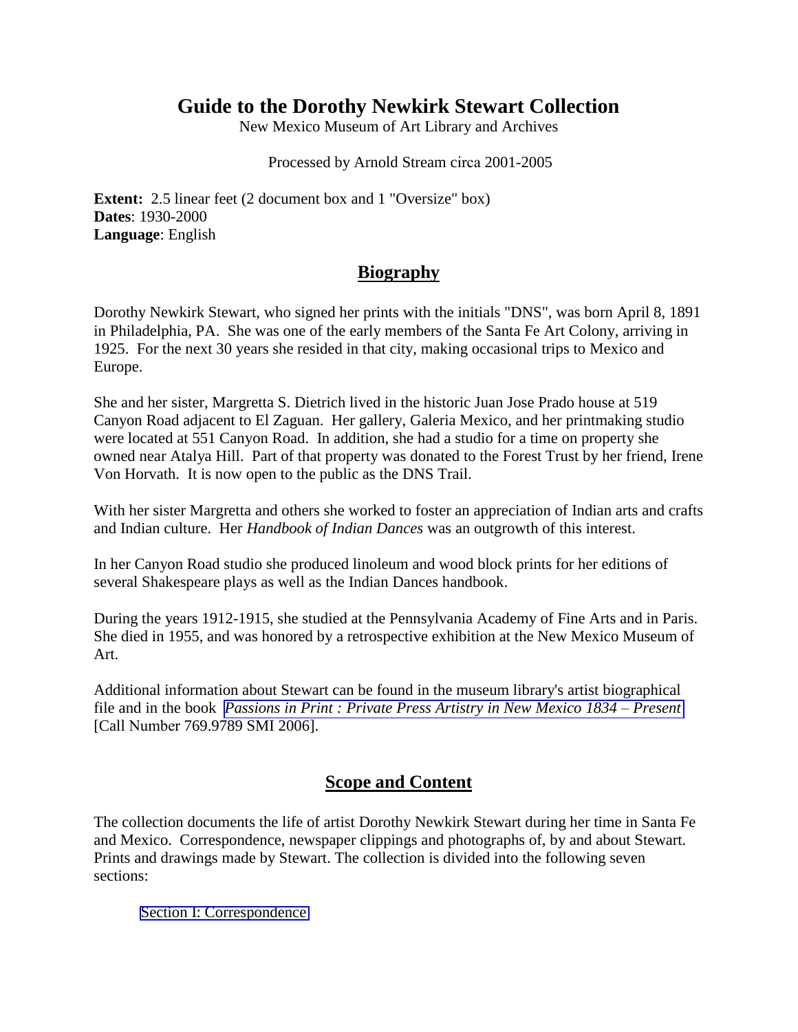# Guide to the Dorothy Newkirk Stewart Collection

New Mexico Museum of Art Library and Archives

Processed by Arnold Stream circa 2001-2005

**Extent:** 2.5 linear feet (2 document box and 1 "Oversize" box)
**Dates**: 1930-2000
**Language**: English

## Biography

Dorothy Newkirk Stewart, who signed her prints with the initials "DNS", was born April 8, 1891 in Philadelphia, PA. She was one of the early members of the Santa Fe Art Colony, arriving in 1925. For the next 30 years she resided in that city, making occasional trips to Mexico and Europe.

She and her sister, Margretta S. Dietrich lived in the historic Juan Jose Prado house at 519 Canyon Road adjacent to El Zaguan. Her gallery, Galeria Mexico, and her printmaking studio were located at 551 Canyon Road. In addition, she had a studio for a time on property she owned near Atalya Hill. Part of that property was donated to the Forest Trust by her friend, Irene Von Horvath. It is now open to the public as the DNS Trail.

With her sister Margretta and others she worked to foster an appreciation of Indian arts and crafts and Indian culture. Her *Handbook of Indian Dances* was an outgrowth of this interest.

In her Canyon Road studio she produced linoleum and wood block prints for her editions of several Shakespeare plays as well as the Indian Dances handbook.

During the years 1912-1915, she studied at the Pennsylvania Academy of Fine Arts and in Paris. She died in 1955, and was honored by a retrospective exhibition at the New Mexico Museum of Art.

Additional information about Stewart can be found in the museum library's artist biographical file and in the book *Passions in Print : Private Press Artistry in New Mexico 1834 – Present* [Call Number 769.9789 SMI 2006].

## Scope and Content

The collection documents the life of artist Dorothy Newkirk Stewart during her time in Santa Fe and Mexico. Correspondence, newspaper clippings and photographs of, by and about Stewart. Prints and drawings made by Stewart. The collection is divided into the following seven sections:

Section I: Correspondence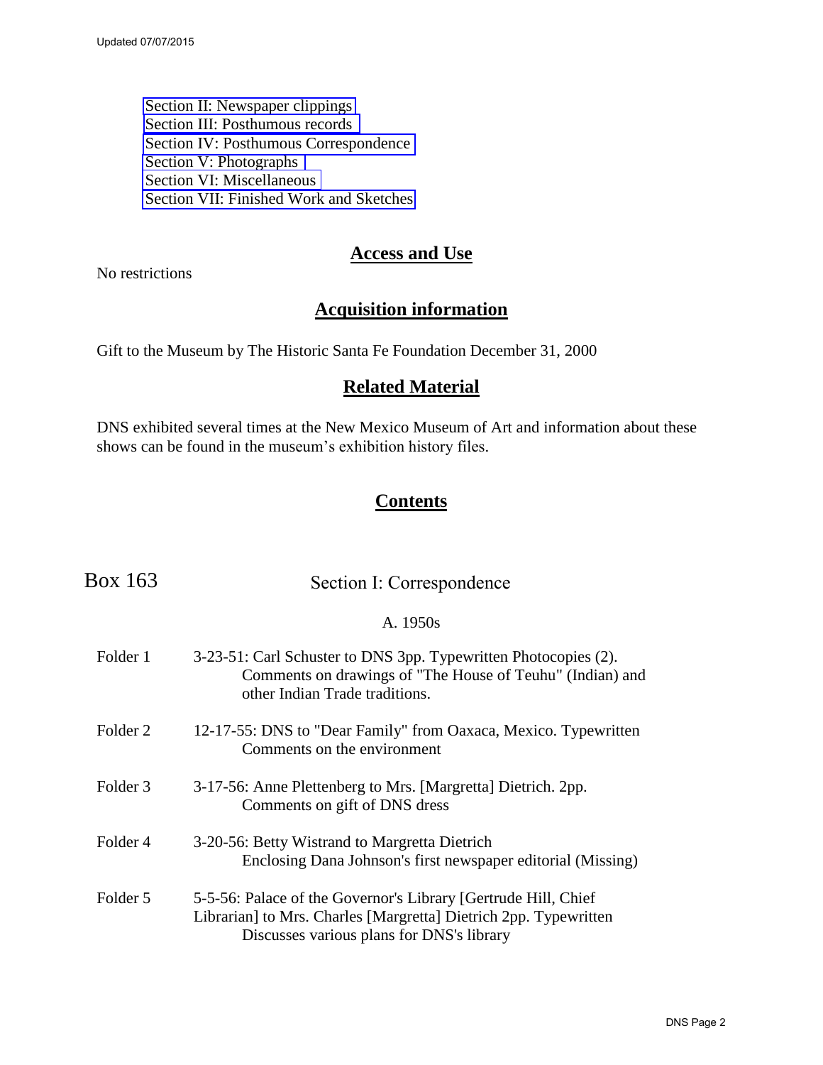- Section II: Newspaper clippings
- Section III: Posthumous records
- Section IV: Posthumous Correspondence
- Section V: Photographs
- Section VI: Miscellaneous
- Section VII: Finished Work and Sketches

## Access and Use

No restrictions

## Acquisition information

Gift to the Museum by The Historic Santa Fe Foundation December 31, 2000

## Related Material

DNS exhibited several times at the New Mexico Museum of Art and information about these shows can be found in the museum's exhibition history files.

## Contents

### Box 163 — Section I: Correspondence

#### A. 1950s

**Folder 1** — 3-23-51: Carl Schuster to DNS 3pp. Typewritten Photocopies (2).
Comments on drawings of "The House of Teuhu" (Indian) and other Indian Trade traditions.

**Folder 2** — 12-17-55: DNS to "Dear Family" from Oaxaca, Mexico. Typewritten
Comments on the environment

**Folder 3** — 3-17-56: Anne Plettenberg to Mrs. [Margretta] Dietrich. 2pp.
Comments on gift of DNS dress

**Folder 4** — 3-20-56: Betty Wistrand to Margretta Dietrich
Enclosing Dana Johnson's first newspaper editorial (Missing)

**Folder 5** — 5-5-56: Palace of the Governor's Library [Gertrude Hill, Chief Librarian] to Mrs. Charles [Margretta] Dietrich 2pp. Typewritten
Discusses various plans for DNS's library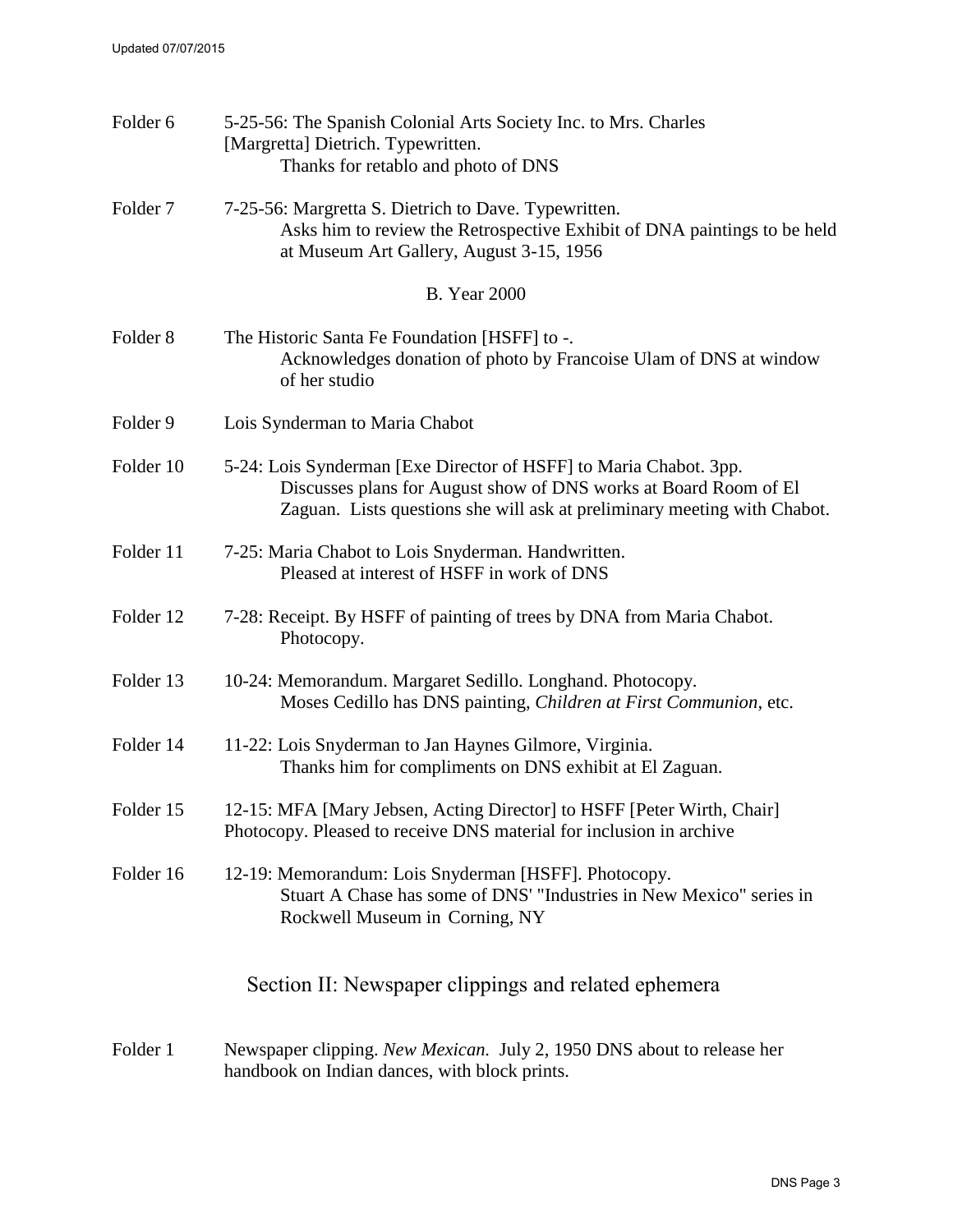Folder 6 5-25-56: The Spanish Colonial Arts Society Inc. to Mrs. Charles [Margretta] Dietrich. Typewritten.
Thanks for retablo and photo of DNS

Folder 7 7-25-56: Margretta S. Dietrich to Dave. Typewritten.
Asks him to review the Retrospective Exhibit of DNA paintings to be held at Museum Art Gallery, August 3-15, 1956

B. Year 2000

Folder 8 The Historic Santa Fe Foundation [HSFF] to -.
Acknowledges donation of photo by Francoise Ulam of DNS at window of her studio

Folder 9 Lois Synderman to Maria Chabot

Folder 10 5-24: Lois Synderman [Exe Director of HSFF] to Maria Chabot. 3pp.
Discusses plans for August show of DNS works at Board Room of El Zaguan. Lists questions she will ask at preliminary meeting with Chabot.

Folder 11 7-25: Maria Chabot to Lois Snyderman. Handwritten.
Pleased at interest of HSFF in work of DNS

Folder 12 7-28: Receipt. By HSFF of painting of trees by DNA from Maria Chabot.
Photocopy.

Folder 13 10-24: Memorandum. Margaret Sedillo. Longhand. Photocopy.
Moses Cedillo has DNS painting, *Children at First Communion*, etc.

Folder 14 11-22: Lois Snyderman to Jan Haynes Gilmore, Virginia.
Thanks him for compliments on DNS exhibit at El Zaguan.

Folder 15 12-15: MFA [Mary Jebsen, Acting Director] to HSFF [Peter Wirth, Chair]
Photocopy. Pleased to receive DNS material for inclusion in archive

Folder 16 12-19: Memorandum: Lois Snyderman [HSFF]. Photocopy.
Stuart A Chase has some of DNS' "Industries in New Mexico" series in Rockwell Museum in Corning, NY

## Section II: Newspaper clippings and related ephemera

Folder 1 Newspaper clipping. *New Mexican.* July 2, 1950 DNS about to release her handbook on Indian dances, with block prints.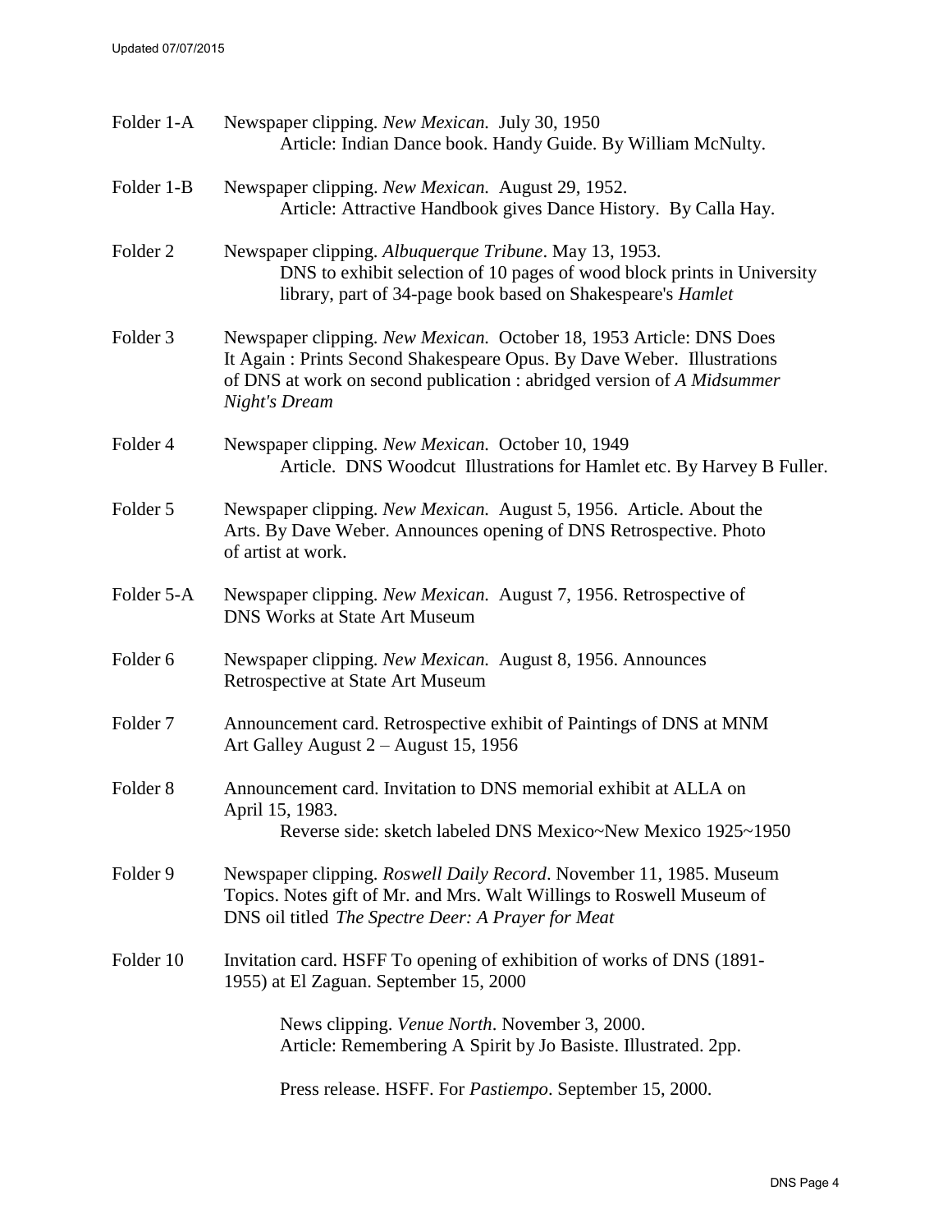Folder 1-A Newspaper clipping. *New Mexican.* July 30, 1950
Article: Indian Dance book. Handy Guide. By William McNulty.

Folder 1-B Newspaper clipping. *New Mexican.* August 29, 1952.
Article: Attractive Handbook gives Dance History. By Calla Hay.

Folder 2 Newspaper clipping. *Albuquerque Tribune*. May 13, 1953.
DNS to exhibit selection of 10 pages of wood block prints in University library, part of 34-page book based on Shakespeare's *Hamlet*

Folder 3 Newspaper clipping. *New Mexican.* October 18, 1953 Article: DNS Does It Again : Prints Second Shakespeare Opus. By Dave Weber. Illustrations of DNS at work on second publication : abridged version of *A Midsummer Night's Dream*

Folder 4 Newspaper clipping. *New Mexican.* October 10, 1949
Article. DNS Woodcut Illustrations for Hamlet etc. By Harvey B Fuller.

Folder 5 Newspaper clipping. *New Mexican.* August 5, 1956. Article. About the Arts. By Dave Weber. Announces opening of DNS Retrospective. Photo of artist at work.

Folder 5-A Newspaper clipping. *New Mexican.* August 7, 1956. Retrospective of DNS Works at State Art Museum

Folder 6 Newspaper clipping. *New Mexican.* August 8, 1956. Announces Retrospective at State Art Museum

Folder 7 Announcement card. Retrospective exhibit of Paintings of DNS at MNM Art Galley August 2 – August 15, 1956

Folder 8 Announcement card. Invitation to DNS memorial exhibit at ALLA on April 15, 1983.
Reverse side: sketch labeled DNS Mexico~New Mexico 1925~1950

Folder 9 Newspaper clipping. *Roswell Daily Record*. November 11, 1985. Museum Topics. Notes gift of Mr. and Mrs. Walt Willings to Roswell Museum of DNS oil titled *The Spectre Deer: A Prayer for Meat*

Folder 10 Invitation card. HSFF To opening of exhibition of works of DNS (1891-1955) at El Zaguan. September 15, 2000

News clipping. *Venue North*. November 3, 2000.
Article: Remembering A Spirit by Jo Basiste. Illustrated. 2pp.

Press release. HSFF. For *Pastiempo*. September 15, 2000.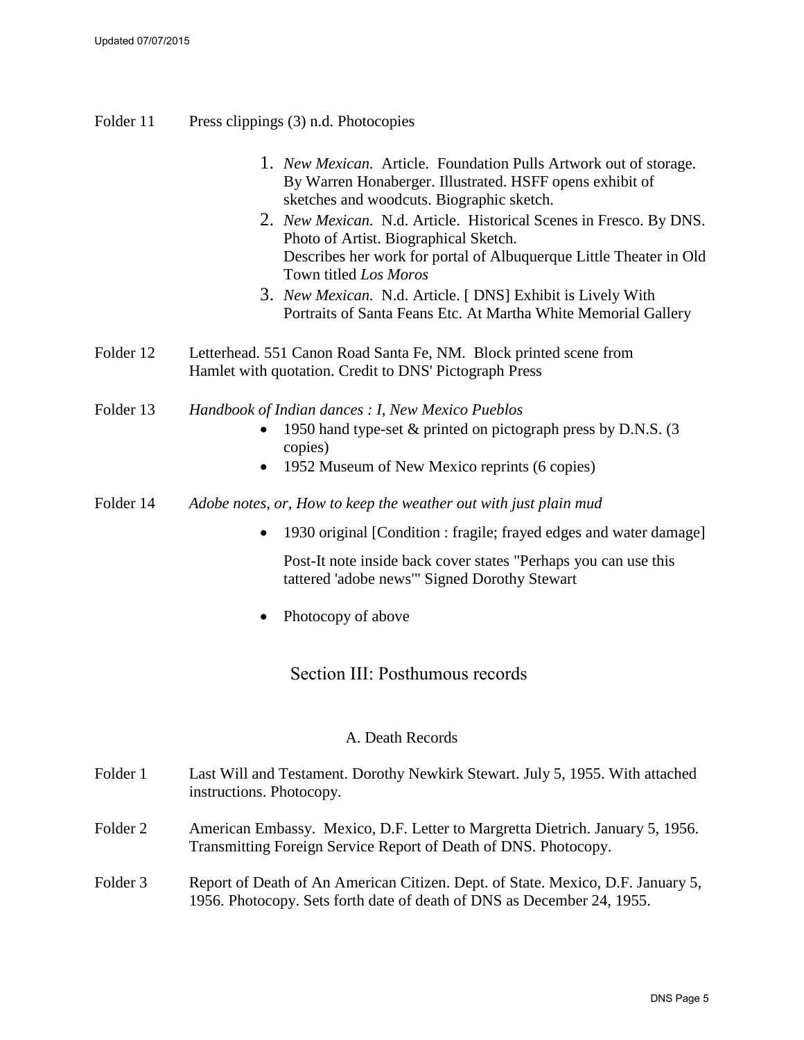Folder 11 Press clippings (3) n.d. Photocopies

1. *New Mexican.* Article. Foundation Pulls Artwork out of storage. By Warren Honaberger. Illustrated. HSFF opens exhibit of sketches and woodcuts. Biographic sketch.
2. *New Mexican.* N.d. Article. Historical Scenes in Fresco. By DNS. Photo of Artist. Biographical Sketch. Describes her work for portal of Albuquerque Little Theater in Old Town titled *Los Moros*
3. *New Mexican.* N.d. Article. [ DNS] Exhibit is Lively With Portraits of Santa Feans Etc. At Martha White Memorial Gallery

Folder 12 Letterhead. 551 Canon Road Santa Fe, NM. Block printed scene from Hamlet with quotation. Credit to DNS' Pictograph Press

Folder 13 *Handbook of Indian dances : I, New Mexico Pueblos*

- 1950 hand type-set & printed on pictograph press by D.N.S. (3 copies)
- 1952 Museum of New Mexico reprints (6 copies)

Folder 14 *Adobe notes, or, How to keep the weather out with just plain mud*

- 1930 original [Condition : fragile; frayed edges and water damage]

  Post-It note inside back cover states "Perhaps you can use this tattered 'adobe news'" Signed Dorothy Stewart

- Photocopy of above

## Section III: Posthumous records

### A. Death Records

Folder 1 Last Will and Testament. Dorothy Newkirk Stewart. July 5, 1955. With attached instructions. Photocopy.

Folder 2 American Embassy. Mexico, D.F. Letter to Margretta Dietrich. January 5, 1956. Transmitting Foreign Service Report of Death of DNS. Photocopy.

Folder 3 Report of Death of An American Citizen. Dept. of State. Mexico, D.F. January 5, 1956. Photocopy. Sets forth date of death of DNS as December 24, 1955.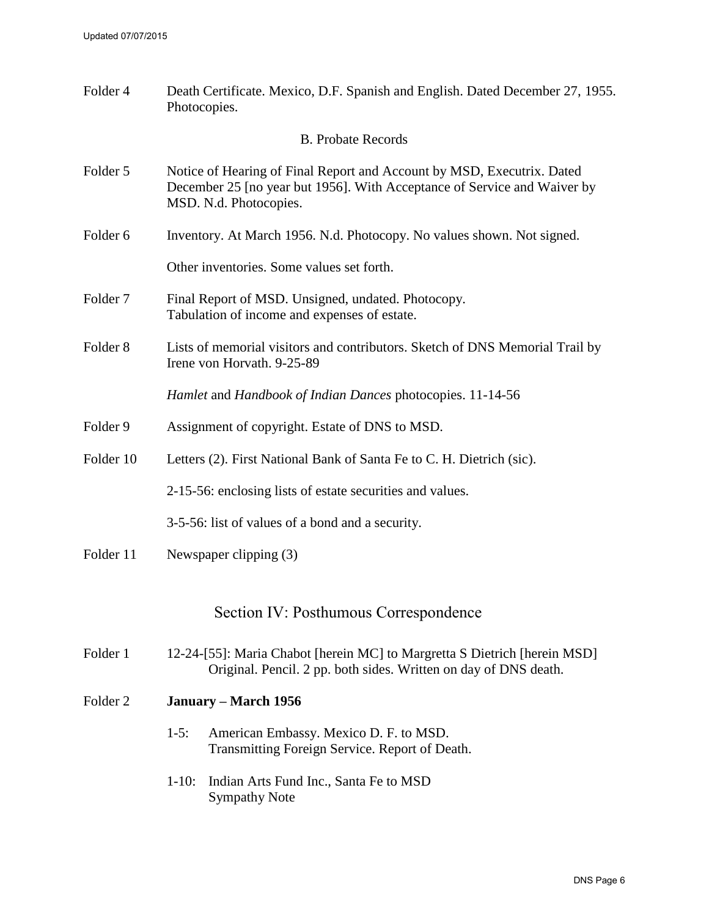Folder 4 Death Certificate. Mexico, D.F. Spanish and English. Dated December 27, 1955. Photocopies.

### B. Probate Records

Folder 5 Notice of Hearing of Final Report and Account by MSD, Executrix. Dated December 25 [no year but 1956]. With Acceptance of Service and Waiver by MSD. N.d. Photocopies.

Folder 6 Inventory. At March 1956. N.d. Photocopy. No values shown. Not signed.

Other inventories. Some values set forth.

Folder 7 Final Report of MSD. Unsigned, undated. Photocopy.
Tabulation of income and expenses of estate.

Folder 8 Lists of memorial visitors and contributors. Sketch of DNS Memorial Trail by Irene von Horvath. 9-25-89

*Hamlet* and *Handbook of Indian Dances* photocopies. 11-14-56

Folder 9 Assignment of copyright. Estate of DNS to MSD.

Folder 10 Letters (2). First National Bank of Santa Fe to C. H. Dietrich (sic).

2-15-56: enclosing lists of estate securities and values.

3-5-56: list of values of a bond and a security.

Folder 11 Newspaper clipping (3)

## Section IV: Posthumous Correspondence

Folder 1 12-24-[55]: Maria Chabot [herein MC] to Margretta S Dietrich [herein MSD]
Original. Pencil. 2 pp. both sides. Written on day of DNS death.

Folder 2 **January – March 1956**

1-5: American Embassy. Mexico D. F. to MSD.
Transmitting Foreign Service. Report of Death.

1-10: Indian Arts Fund Inc., Santa Fe to MSD
Sympathy Note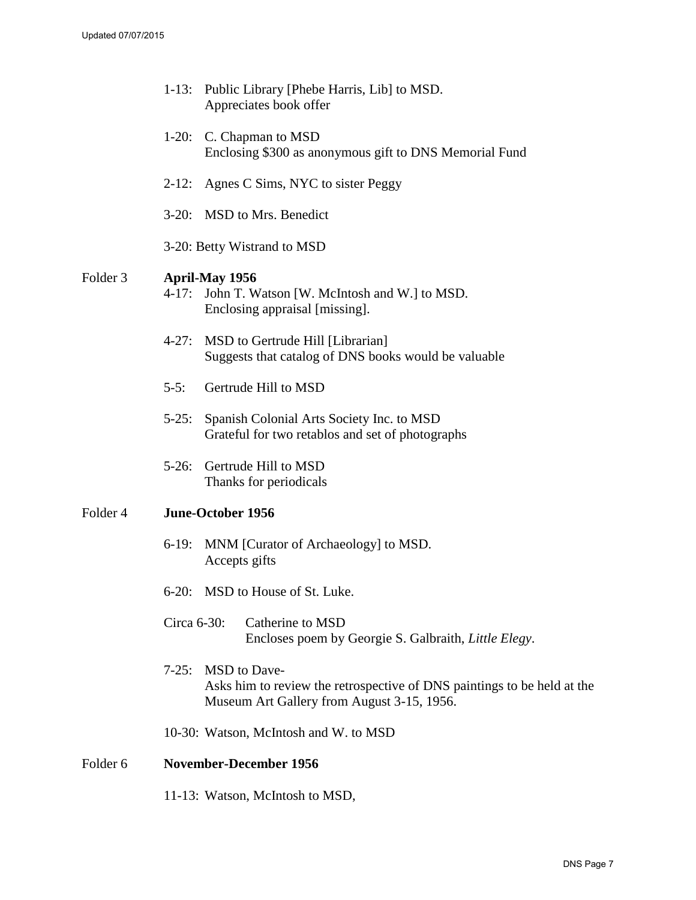1-13: Public Library [Phebe Harris, Lib] to MSD.
Appreciates book offer

1-20: C. Chapman to MSD
Enclosing $300 as anonymous gift to DNS Memorial Fund

2-12: Agnes C Sims, NYC to sister Peggy

3-20: MSD to Mrs. Benedict

3-20: Betty Wistrand to MSD

Folder 3 **April-May 1956**

4-17: John T. Watson [W. McIntosh and W.] to MSD.
Enclosing appraisal [missing].

4-27: MSD to Gertrude Hill [Librarian]
Suggests that catalog of DNS books would be valuable

5-5: Gertrude Hill to MSD

5-25: Spanish Colonial Arts Society Inc. to MSD
Grateful for two retablos and set of photographs

5-26: Gertrude Hill to MSD
Thanks for periodicals

Folder 4 **June-October 1956**

6-19: MNM [Curator of Archaeology] to MSD.
Accepts gifts

6-20: MSD to House of St. Luke.

Circa 6-30: Catherine to MSD
Encloses poem by Georgie S. Galbraith, *Little Elegy*.

7-25: MSD to Dave-
Asks him to review the retrospective of DNS paintings to be held at the Museum Art Gallery from August 3-15, 1956.

10-30: Watson, McIntosh and W. to MSD

Folder 6 **November-December 1956**

11-13: Watson, McIntosh to MSD,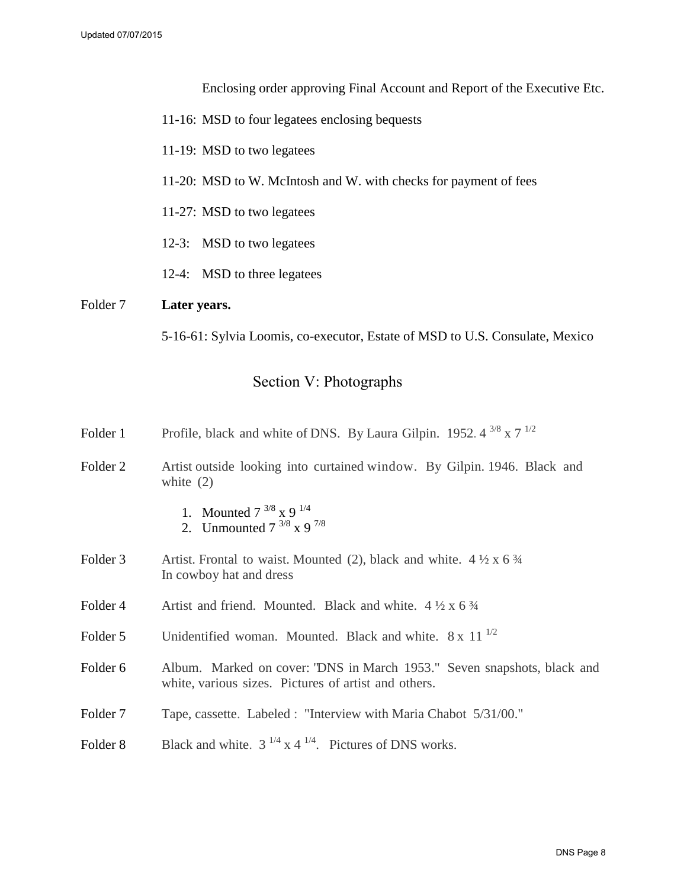Enclosing order approving Final Account and Report of the Executive Etc.

11-16: MSD to four legatees enclosing bequests

11-19: MSD to two legatees

11-20: MSD to W. McIntosh and W. with checks for payment of fees

11-27: MSD to two legatees

12-3: MSD to two legatees

12-4: MSD to three legatees

Folder 7 **Later years.**

5-16-61: Sylvia Loomis, co-executor, Estate of MSD to U.S. Consulate, Mexico

## Section V: Photographs

Folder 1 Profile, black and white of DNS. By Laura Gilpin. 1952. 4 3/8 x 7 1/2

Folder 2 Artist outside looking into curtained window. By Gilpin. 1946. Black and white (2)

1. Mounted 7 3/8 x 9 1/4
2. Unmounted 7 3/8 x 9 7/8

Folder 3 Artist. Frontal to waist. Mounted (2), black and white. 4 ½ x 6 ¾
In cowboy hat and dress

Folder 4 Artist and friend. Mounted. Black and white. 4 ½ x 6 ¾

Folder 5 Unidentified woman. Mounted. Black and white. 8 x 11 1/2

Folder 6 Album. Marked on cover: "DNS in March 1953." Seven snapshots, black and white, various sizes. Pictures of artist and others.

Folder 7 Tape, cassette. Labeled : "Interview with Maria Chabot 5/31/00."

Folder 8 Black and white. 3 1/4 x 4 1/4. Pictures of DNS works.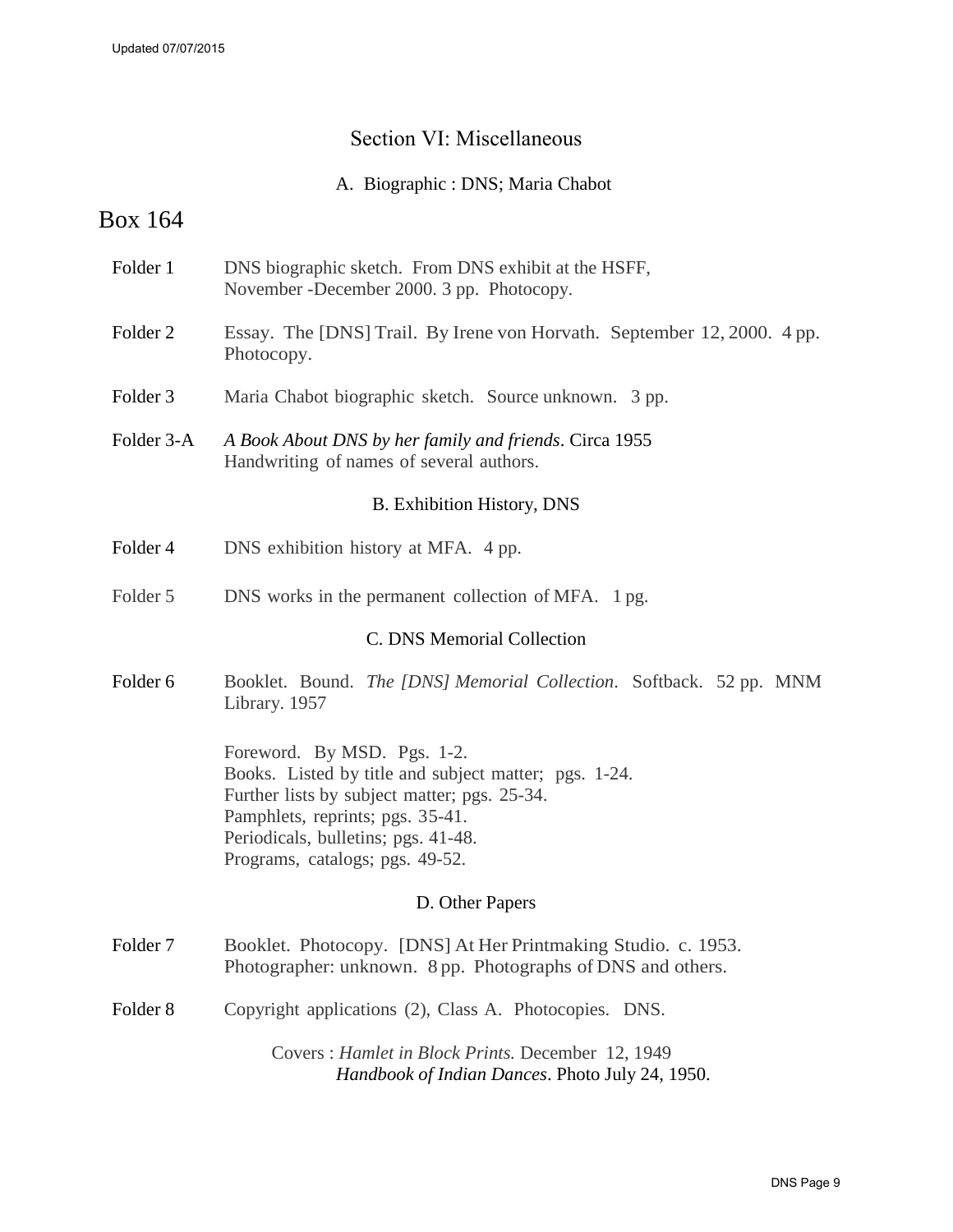## Section VI: Miscellaneous

### A. Biographic : DNS; Maria Chabot

## Box 164

Folder 1 — DNS biographic sketch. From DNS exhibit at the HSFF, November -December 2000. 3 pp. Photocopy.

Folder 2 — Essay. The [DNS] Trail. By Irene von Horvath. September 12, 2000. 4 pp. Photocopy.

Folder 3 — Maria Chabot biographic sketch. Source unknown. 3 pp.

Folder 3-A — *A Book About DNS by her family and friends*. Circa 1955 Handwriting of names of several authors.

### B. Exhibition History, DNS

Folder 4 — DNS exhibition history at MFA. 4 pp.

Folder 5 — DNS works in the permanent collection of MFA. 1 pg.

### C. DNS Memorial Collection

Folder 6 — Booklet. Bound. *The [DNS] Memorial Collection*. Softback. 52 pp. MNM Library. 1957

Foreword. By MSD. Pgs. 1-2.
Books. Listed by title and subject matter; pgs. 1-24.
Further lists by subject matter; pgs. 25-34.
Pamphlets, reprints; pgs. 35-41.
Periodicals, bulletins; pgs. 41-48.
Programs, catalogs; pgs. 49-52.

### D. Other Papers

Folder 7 — Booklet. Photocopy. [DNS] At Her Printmaking Studio. c. 1953. Photographer: unknown. 8 pp. Photographs of DNS and others.

Folder 8 — Copyright applications (2), Class A. Photocopies. DNS.

Covers : *Hamlet in Block Prints.* December 12, 1949
*Handbook of Indian Dances*. Photo July 24, 1950.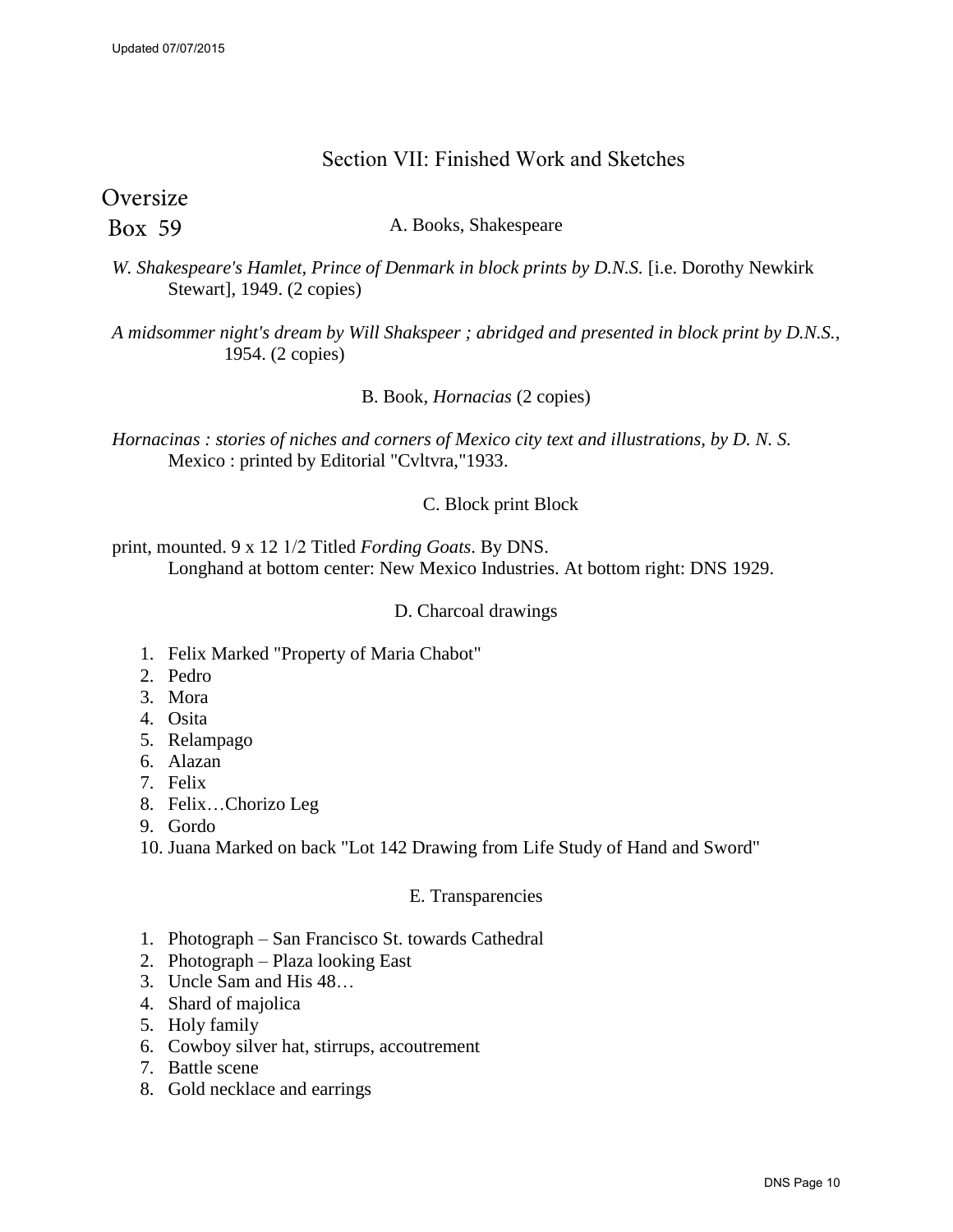## Section VII: Finished Work and Sketches

Oversize
Box 59

### A. Books, Shakespeare

*W. Shakespeare's Hamlet, Prince of Denmark in block prints by D.N.S.* [i.e. Dorothy Newkirk Stewart], 1949. (2 copies)

*A midsommer night's dream by Will Shakspeer ; abridged and presented in block print by D.N.S.*, 1954. (2 copies)

### B. Book, *Hornacias* (2 copies)

*Hornacinas : stories of niches and corners of Mexico city text and illustrations, by D. N. S.* Mexico : printed by Editorial "Cvltvra,"1933.

### C. Block print Block

print, mounted. 9 x 12 1/2 Titled *Fording Goats*. By DNS.
Longhand at bottom center: New Mexico Industries. At bottom right: DNS 1929.

### D. Charcoal drawings

1. Felix Marked "Property of Maria Chabot"
2. Pedro
3. Mora
4. Osita
5. Relampago
6. Alazan
7. Felix
8. Felix…Chorizo Leg
9. Gordo
10. Juana Marked on back "Lot 142 Drawing from Life Study of Hand and Sword"

### E. Transparencies

1. Photograph – San Francisco St. towards Cathedral
2. Photograph – Plaza looking East
3. Uncle Sam and His 48…
4. Shard of majolica
5. Holy family
6. Cowboy silver hat, stirrups, accoutrement
7. Battle scene
8. Gold necklace and earrings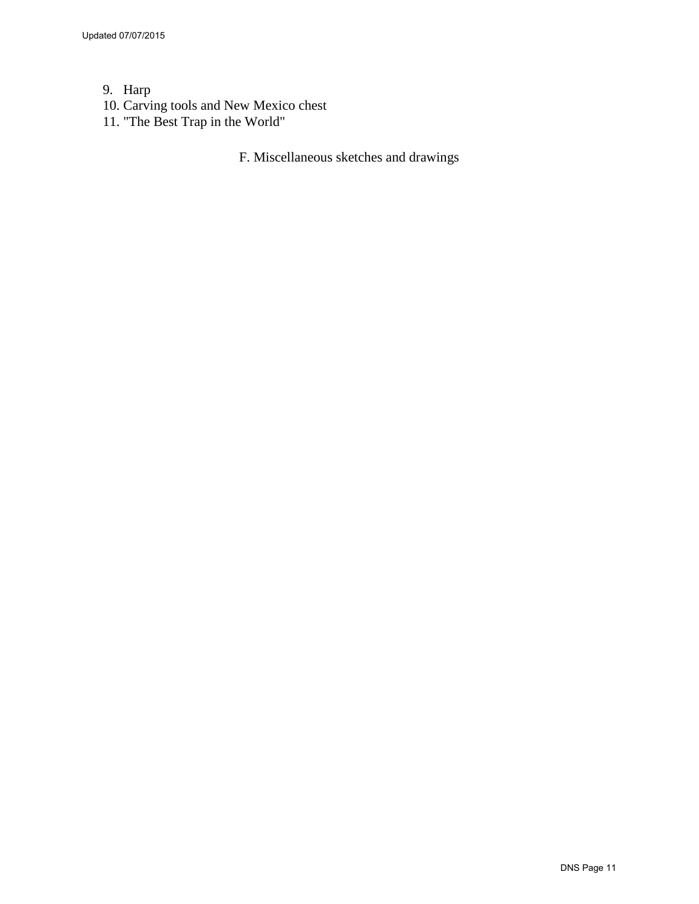9. Harp
10. Carving tools and New Mexico chest
11. "The Best Trap in the World"

F. Miscellaneous sketches and drawings